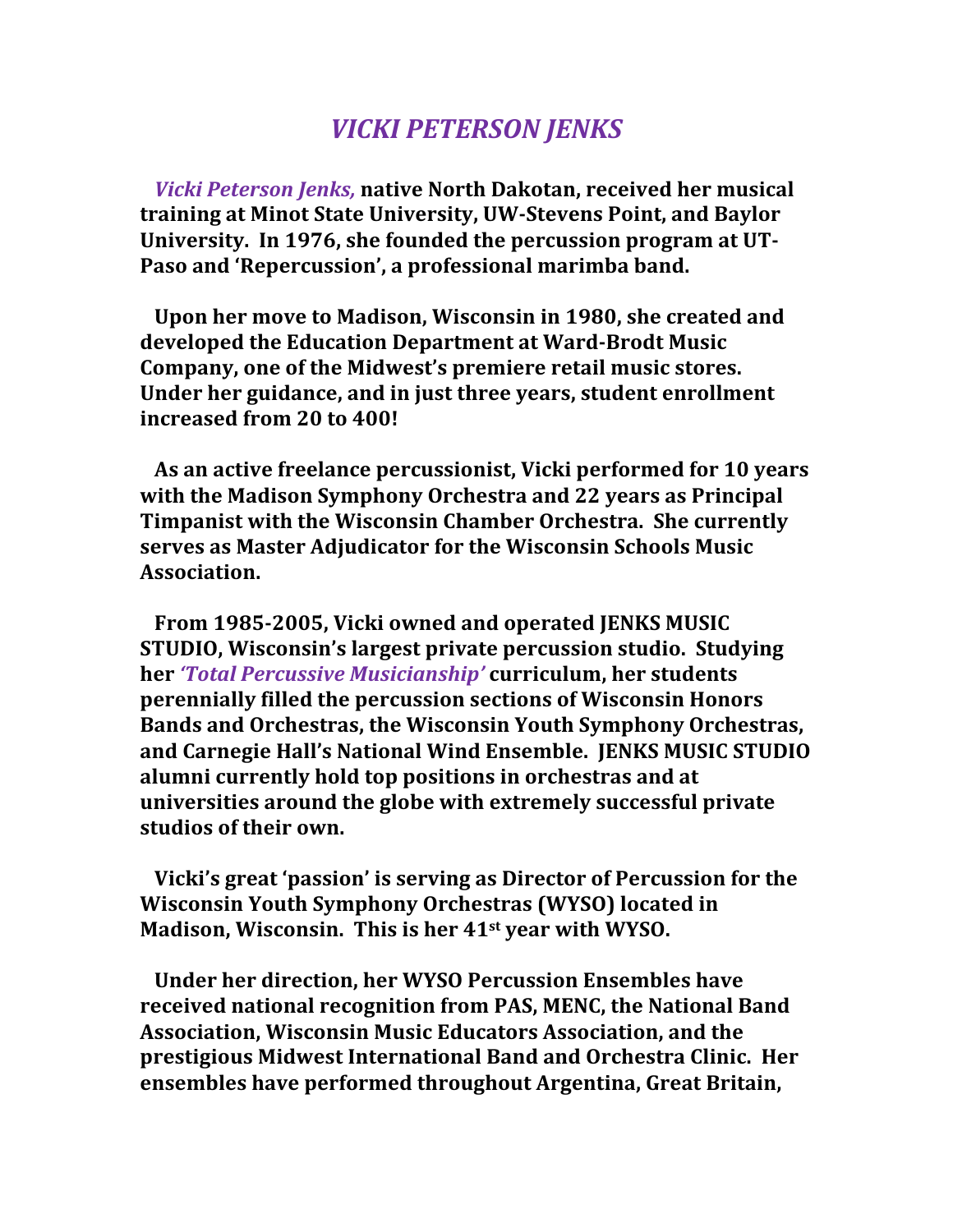# *VICKI PETERSON JENKS*

***Vicki Peterson Jenks,*** **native North Dakotan, received her musical training at Minot State University, UW-Stevens Point, and Baylor University. In 1976, she founded the percussion program at UT-Paso and 'Repercussion', a professional marimba band.**

**Upon her move to Madison, Wisconsin in 1980, she created and developed the Education Department at Ward-Brodt Music Company, one of the Midwest's premiere retail music stores. Under her guidance, and in just three years, student enrollment increased from 20 to 400!**

**As an active freelance percussionist, Vicki performed for 10 years with the Madison Symphony Orchestra and 22 years as Principal Timpanist with the Wisconsin Chamber Orchestra. She currently serves as Master Adjudicator for the Wisconsin Schools Music Association.**

**From 1985-2005, Vicki owned and operated JENKS MUSIC STUDIO, Wisconsin's largest private percussion studio. Studying her** ***'Total Percussive Musicianship'*** **curriculum, her students perennially filled the percussion sections of Wisconsin Honors Bands and Orchestras, the Wisconsin Youth Symphony Orchestras, and Carnegie Hall's National Wind Ensemble. JENKS MUSIC STUDIO alumni currently hold top positions in orchestras and at universities around the globe with extremely successful private studios of their own.**

**Vicki's great 'passion' is serving as Director of Percussion for the Wisconsin Youth Symphony Orchestras (WYSO) located in Madison, Wisconsin. This is her 41st year with WYSO.**

**Under her direction, her WYSO Percussion Ensembles have received national recognition from PAS, MENC, the National Band Association, Wisconsin Music Educators Association, and the prestigious Midwest International Band and Orchestra Clinic. Her ensembles have performed throughout Argentina, Great Britain,**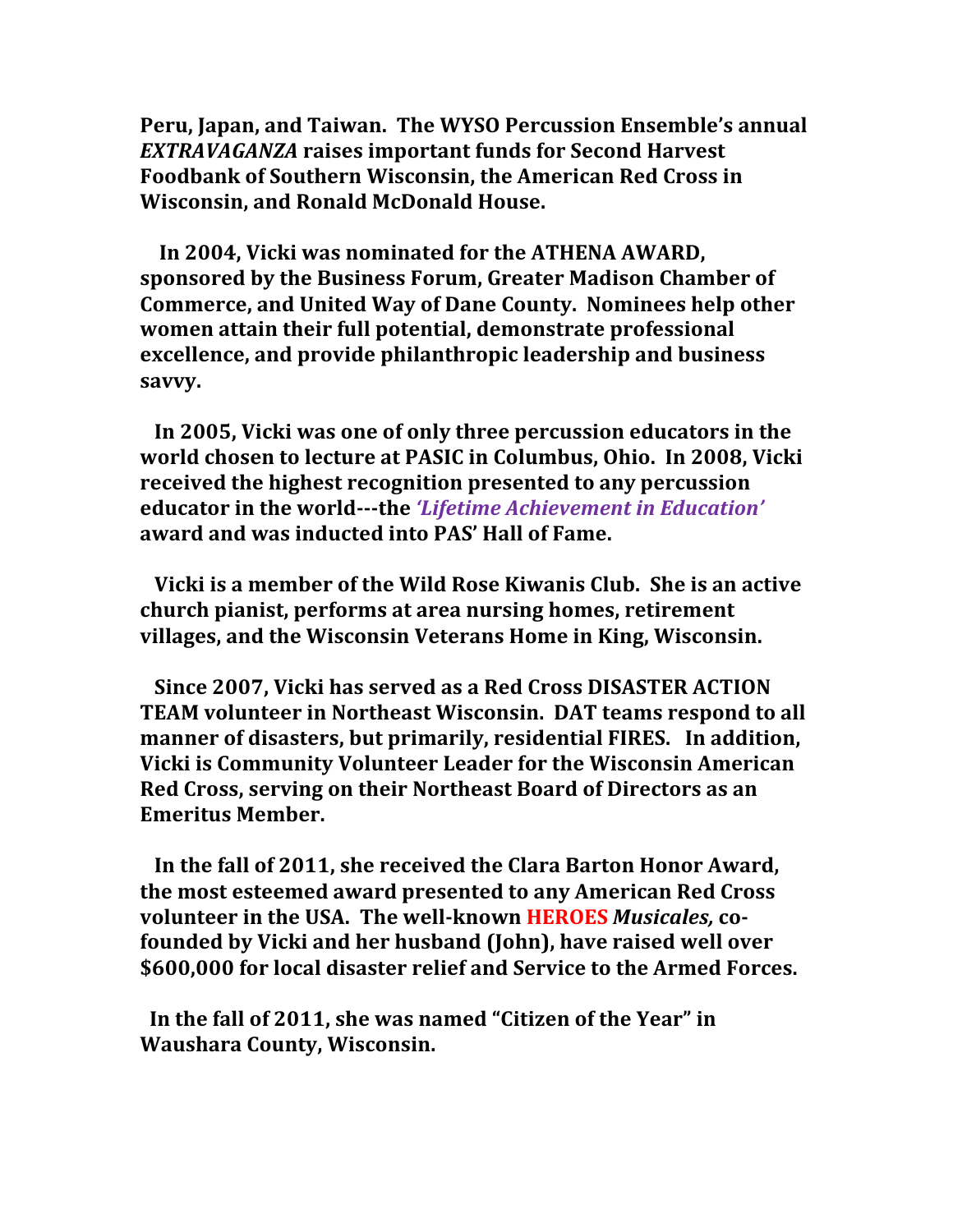**Peru, Japan, and Taiwan. The WYSO Percussion Ensemble's annual *EXTRAVAGANZA* raises important funds for Second Harvest Foodbank of Southern Wisconsin, the American Red Cross in Wisconsin, and Ronald McDonald House.**

**In 2004, Vicki was nominated for the ATHENA AWARD, sponsored by the Business Forum, Greater Madison Chamber of Commerce, and United Way of Dane County. Nominees help other women attain their full potential, demonstrate professional excellence, and provide philanthropic leadership and business savvy.**

**In 2005, Vicki was one of only three percussion educators in the world chosen to lecture at PASIC in Columbus, Ohio. In 2008, Vicki received the highest recognition presented to any percussion educator in the world---the *'Lifetime Achievement in Education'* award and was inducted into PAS' Hall of Fame.**

**Vicki is a member of the Wild Rose Kiwanis Club. She is an active church pianist, performs at area nursing homes, retirement villages, and the Wisconsin Veterans Home in King, Wisconsin.**

**Since 2007, Vicki has served as a Red Cross DISASTER ACTION TEAM volunteer in Northeast Wisconsin. DAT teams respond to all manner of disasters, but primarily, residential FIRES. In addition, Vicki is Community Volunteer Leader for the Wisconsin American Red Cross, serving on their Northeast Board of Directors as an Emeritus Member.**

**In the fall of 2011, she received the Clara Barton Honor Award, the most esteemed award presented to any American Red Cross volunteer in the USA. The well-known HEROES *Musicales,* co-founded by Vicki and her husband (John), have raised well over $600,000 for local disaster relief and Service to the Armed Forces.**

**In the fall of 2011, she was named "Citizen of the Year" in Waushara County, Wisconsin.**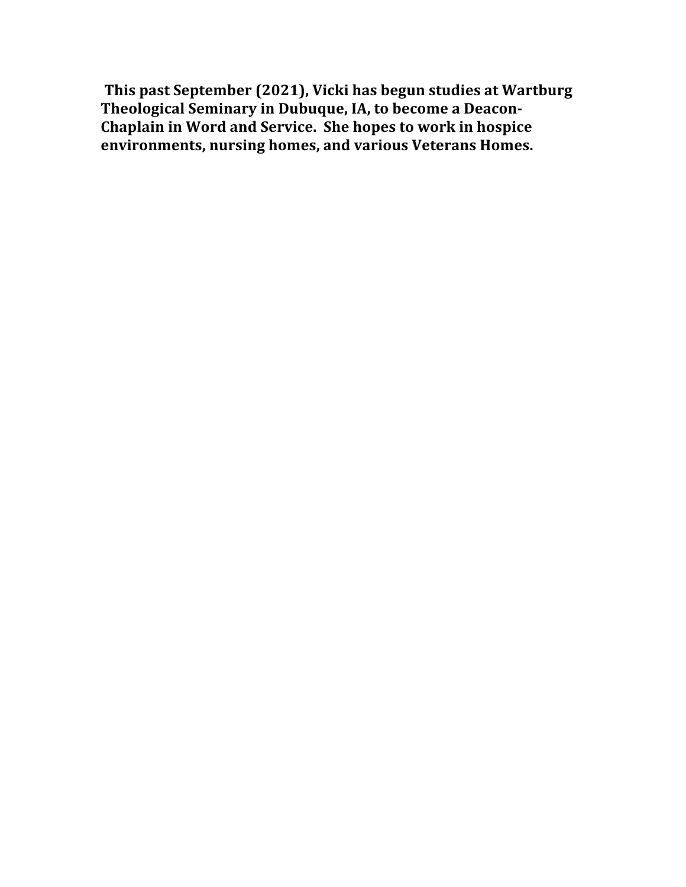**This past September (2021), Vicki has begun studies at Wartburg Theological Seminary in Dubuque, IA, to become a Deacon-Chaplain in Word and Service. She hopes to work in hospice environments, nursing homes, and various Veterans Homes.**